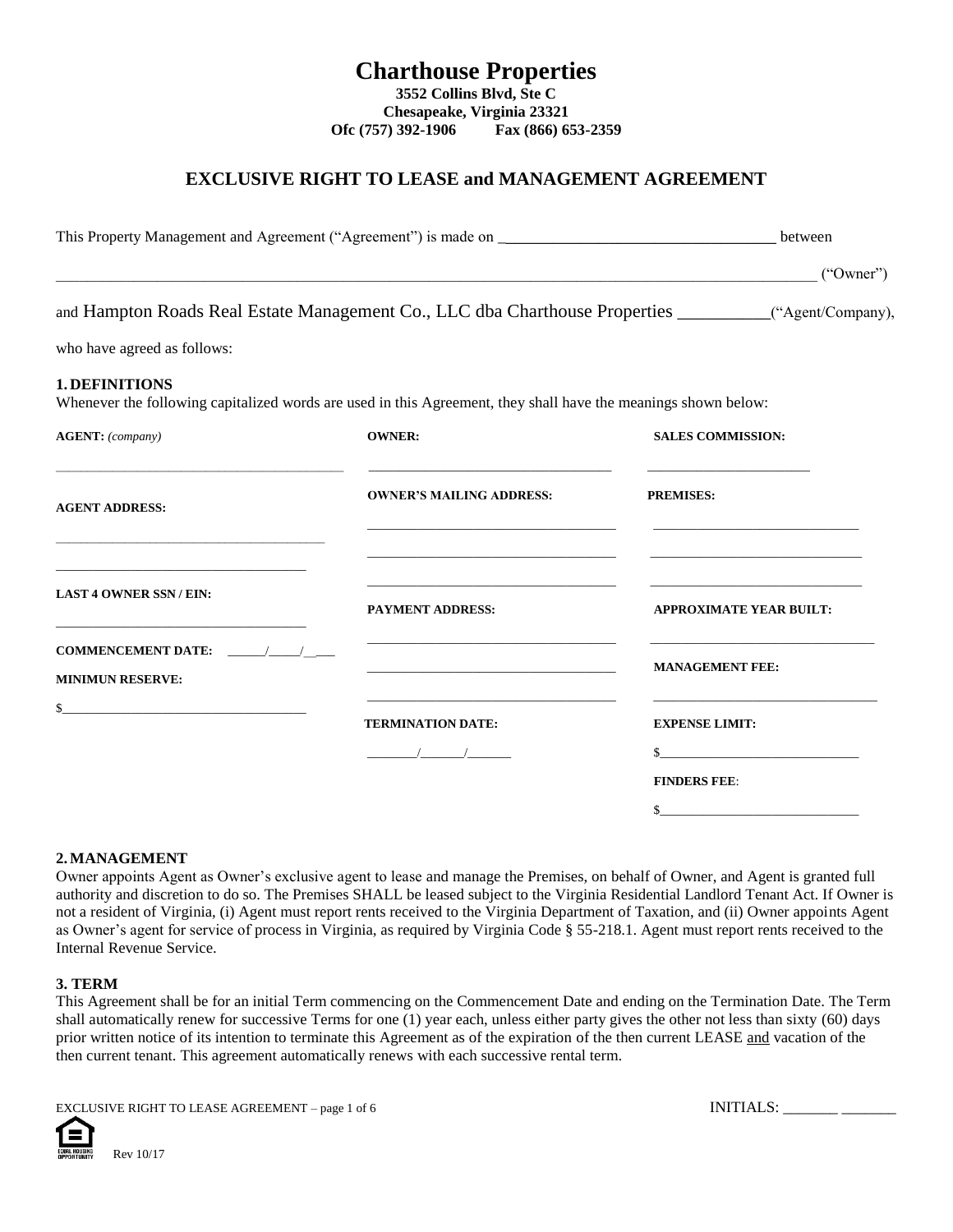# Charthouse Properties

**3552 Collins Blvd, Ste C**
**Chesapeake, Virginia 23321**
**Ofc (757) 392-1906 Fax (866) 653-2359**

## EXCLUSIVE RIGHT TO LEASE and MANAGEMENT AGREEMENT

This Property Management and Agreement ("Agreement") is made on ___________________________________ between

_____________________________________________________________________________________________ ("Owner")

and Hampton Roads Real Estate Management Co., LLC dba Charthouse Properties __________("Agent/Company),

who have agreed as follows:

### 1. DEFINITIONS

Whenever the following capitalized words are used in this Agreement, they shall have the meanings shown below:

**AGENT:** *(company)*

_________________________________________

**AGENT ADDRESS:**

_________________________________________

_________________________________________

**LAST 4 OWNER SSN / EIN:**

_________________________________________

**COMMENCEMENT DATE:** ______/_____/_____

**MINIMUN RESERVE:**

$_________________________________________

**OWNER:**

_________________________________________

**OWNER'S MAILING ADDRESS:**

_________________________________________

_________________________________________

_________________________________________

**PAYMENT ADDRESS:**

_________________________________________

_________________________________________

_________________________________________

**TERMINATION DATE:**

________/_______/_______

**SALES COMMISSION:**

_________________________

**PREMISES:**

_________________________________________

_________________________________________

_________________________________________

**APPROXIMATE YEAR BUILT:**

_________________________________________

**MANAGEMENT FEE:**

_________________________________________

**EXPENSE LIMIT:**

$_________________________________

**FINDERS FEE**:

$_________________________________

### 2. MANAGEMENT

Owner appoints Agent as Owner's exclusive agent to lease and manage the Premises, on behalf of Owner, and Agent is granted full authority and discretion to do so. The Premises SHALL be leased subject to the Virginia Residential Landlord Tenant Act. If Owner is not a resident of Virginia, (i) Agent must report rents received to the Virginia Department of Taxation, and (ii) Owner appoints Agent as Owner's agent for service of process in Virginia, as required by Virginia Code § 55-218.1. Agent must report rents received to the Internal Revenue Service.

### 3. TERM

This Agreement shall be for an initial Term commencing on the Commencement Date and ending on the Termination Date. The Term shall automatically renew for successive Terms for one (1) year each, unless either party gives the other not less than sixty (60) days prior written notice of its intention to terminate this Agreement as of the expiration of the then current LEASE and vacation of the then current tenant. This agreement automatically renews with each successive rental term.

INITIALS: _______ _______

Rev 10/17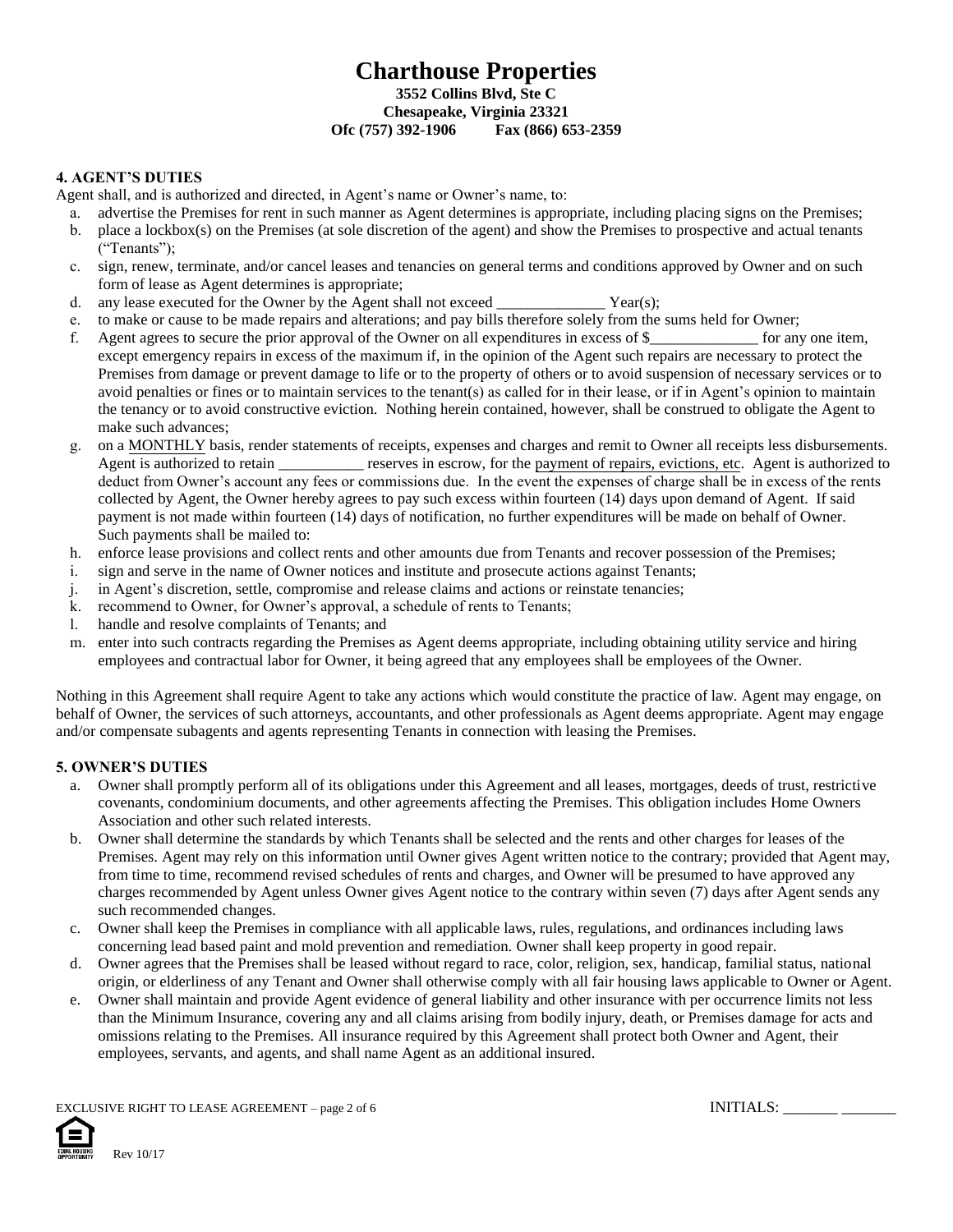# Charthouse Properties

**3552 Collins Blvd, Ste C**
**Chesapeake, Virginia 23321**
**Ofc (757) 392-1906 Fax (866) 653-2359**

### 4. AGENT'S DUTIES

Agent shall, and is authorized and directed, in Agent's name or Owner's name, to:

a. advertise the Premises for rent in such manner as Agent determines is appropriate, including placing signs on the Premises;
b. place a lockbox(s) on the Premises (at sole discretion of the agent) and show the Premises to prospective and actual tenants ("Tenants");
c. sign, renew, terminate, and/or cancel leases and tenancies on general terms and conditions approved by Owner and on such form of lease as Agent determines is appropriate;
d. any lease executed for the Owner by the Agent shall not exceed ______________ Year(s);
e. to make or cause to be made repairs and alterations; and pay bills therefore solely from the sums held for Owner;
f. Agent agrees to secure the prior approval of the Owner on all expenditures in excess of $______________ for any one item, except emergency repairs in excess of the maximum if, in the opinion of the Agent such repairs are necessary to protect the Premises from damage or prevent damage to life or to the property of others or to avoid suspension of necessary services or to avoid penalties or fines or to maintain services to the tenant(s) as called for in their lease, or if in Agent's opinion to maintain the tenancy or to avoid constructive eviction. Nothing herein contained, however, shall be construed to obligate the Agent to make such advances;
g. on a MONTHLY basis, render statements of receipts, expenses and charges and remit to Owner all receipts less disbursements. Agent is authorized to retain ___________ reserves in escrow, for the payment of repairs, evictions, etc. Agent is authorized to deduct from Owner's account any fees or commissions due. In the event the expenses of charge shall be in excess of the rents collected by Agent, the Owner hereby agrees to pay such excess within fourteen (14) days upon demand of Agent. If said payment is not made within fourteen (14) days of notification, no further expenditures will be made on behalf of Owner. Such payments shall be mailed to:
h. enforce lease provisions and collect rents and other amounts due from Tenants and recover possession of the Premises;
i. sign and serve in the name of Owner notices and institute and prosecute actions against Tenants;
j. in Agent's discretion, settle, compromise and release claims and actions or reinstate tenancies;
k. recommend to Owner, for Owner's approval, a schedule of rents to Tenants;
l. handle and resolve complaints of Tenants; and
m. enter into such contracts regarding the Premises as Agent deems appropriate, including obtaining utility service and hiring employees and contractual labor for Owner, it being agreed that any employees shall be employees of the Owner.

Nothing in this Agreement shall require Agent to take any actions which would constitute the practice of law. Agent may engage, on behalf of Owner, the services of such attorneys, accountants, and other professionals as Agent deems appropriate. Agent may engage and/or compensate subagents and agents representing Tenants in connection with leasing the Premises.

### 5. OWNER'S DUTIES

a. Owner shall promptly perform all of its obligations under this Agreement and all leases, mortgages, deeds of trust, restrictive covenants, condominium documents, and other agreements affecting the Premises. This obligation includes Home Owners Association and other such related interests.
b. Owner shall determine the standards by which Tenants shall be selected and the rents and other charges for leases of the Premises. Agent may rely on this information until Owner gives Agent written notice to the contrary; provided that Agent may, from time to time, recommend revised schedules of rents and charges, and Owner will be presumed to have approved any charges recommended by Agent unless Owner gives Agent notice to the contrary within seven (7) days after Agent sends any such recommended changes.
c. Owner shall keep the Premises in compliance with all applicable laws, rules, regulations, and ordinances including laws concerning lead based paint and mold prevention and remediation. Owner shall keep property in good repair.
d. Owner agrees that the Premises shall be leased without regard to race, color, religion, sex, handicap, familial status, national origin, or elderliness of any Tenant and Owner shall otherwise comply with all fair housing laws applicable to Owner or Agent.
e. Owner shall maintain and provide Agent evidence of general liability and other insurance with per occurrence limits not less than the Minimum Insurance, covering any and all claims arising from bodily injury, death, or Premises damage for acts and omissions relating to the Premises. All insurance required by this Agreement shall protect both Owner and Agent, their employees, servants, and agents, and shall name Agent as an additional insured.

EXCLUSIVE RIGHT TO LEASE AGREEMENT – page 2 of 6 INITIALS: _______ _______

Rev 10/17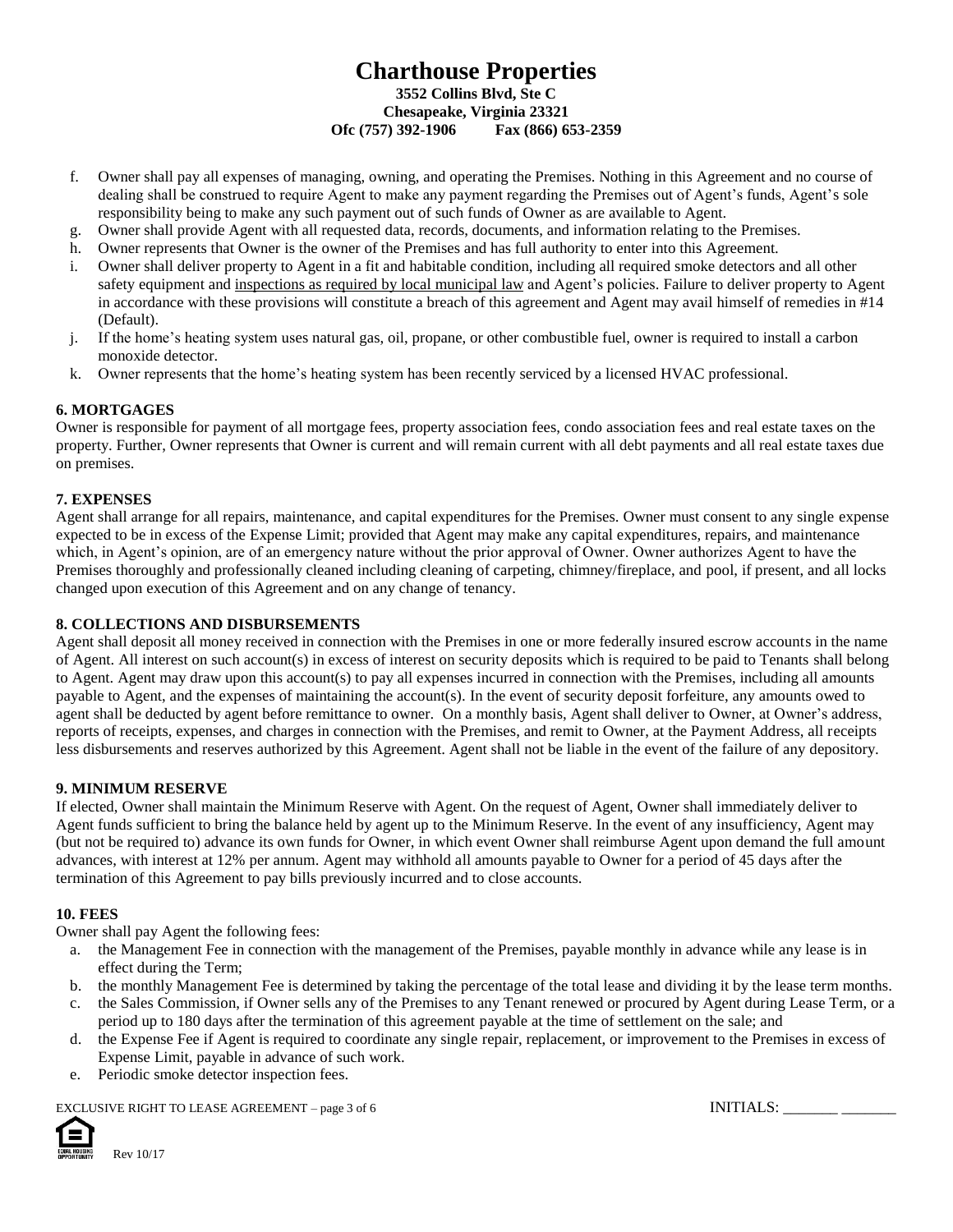f. Owner shall pay all expenses of managing, owning, and operating the Premises. Nothing in this Agreement and no course of dealing shall be construed to require Agent to make any payment regarding the Premises out of Agent's funds, Agent's sole responsibility being to make any such payment out of such funds of Owner as are available to Agent.
g. Owner shall provide Agent with all requested data, records, documents, and information relating to the Premises.
h. Owner represents that Owner is the owner of the Premises and has full authority to enter into this Agreement.
i. Owner shall deliver property to Agent in a fit and habitable condition, including all required smoke detectors and all other safety equipment and inspections as required by local municipal law and Agent's policies. Failure to deliver property to Agent in accordance with these provisions will constitute a breach of this agreement and Agent may avail himself of remedies in #14 (Default).
j. If the home's heating system uses natural gas, oil, propane, or other combustible fuel, owner is required to install a carbon monoxide detector.
k. Owner represents that the home's heating system has been recently serviced by a licensed HVAC professional.

**6. MORTGAGES**

Owner is responsible for payment of all mortgage fees, property association fees, condo association fees and real estate taxes on the property. Further, Owner represents that Owner is current and will remain current with all debt payments and all real estate taxes due on premises.

**7. EXPENSES**

Agent shall arrange for all repairs, maintenance, and capital expenditures for the Premises. Owner must consent to any single expense expected to be in excess of the Expense Limit; provided that Agent may make any capital expenditures, repairs, and maintenance which, in Agent's opinion, are of an emergency nature without the prior approval of Owner. Owner authorizes Agent to have the Premises thoroughly and professionally cleaned including cleaning of carpeting, chimney/fireplace, and pool, if present, and all locks changed upon execution of this Agreement and on any change of tenancy.

**8. COLLECTIONS AND DISBURSEMENTS**

Agent shall deposit all money received in connection with the Premises in one or more federally insured escrow accounts in the name of Agent. All interest on such account(s) in excess of interest on security deposits which is required to be paid to Tenants shall belong to Agent. Agent may draw upon this account(s) to pay all expenses incurred in connection with the Premises, including all amounts payable to Agent, and the expenses of maintaining the account(s). In the event of security deposit forfeiture, any amounts owed to agent shall be deducted by agent before remittance to owner. On a monthly basis, Agent shall deliver to Owner, at Owner's address, reports of receipts, expenses, and charges in connection with the Premises, and remit to Owner, at the Payment Address, all receipts less disbursements and reserves authorized by this Agreement. Agent shall not be liable in the event of the failure of any depository.

**9. MINIMUM RESERVE**

If elected, Owner shall maintain the Minimum Reserve with Agent. On the request of Agent, Owner shall immediately deliver to Agent funds sufficient to bring the balance held by agent up to the Minimum Reserve. In the event of any insufficiency, Agent may (but not be required to) advance its own funds for Owner, in which event Owner shall reimburse Agent upon demand the full amount advances, with interest at 12% per annum. Agent may withhold all amounts payable to Owner for a period of 45 days after the termination of this Agreement to pay bills previously incurred and to close accounts.

**10. FEES**

Owner shall pay Agent the following fees:

a. the Management Fee in connection with the management of the Premises, payable monthly in advance while any lease is in effect during the Term;
b. the monthly Management Fee is determined by taking the percentage of the total lease and dividing it by the lease term months.
c. the Sales Commission, if Owner sells any of the Premises to any Tenant renewed or procured by Agent during Lease Term, or a period up to 180 days after the termination of this agreement payable at the time of settlement on the sale; and
d. the Expense Fee if Agent is required to coordinate any single repair, replacement, or improvement to the Premises in excess of Expense Limit, payable in advance of such work.
e. Periodic smoke detector inspection fees.

INITIALS: _______ _______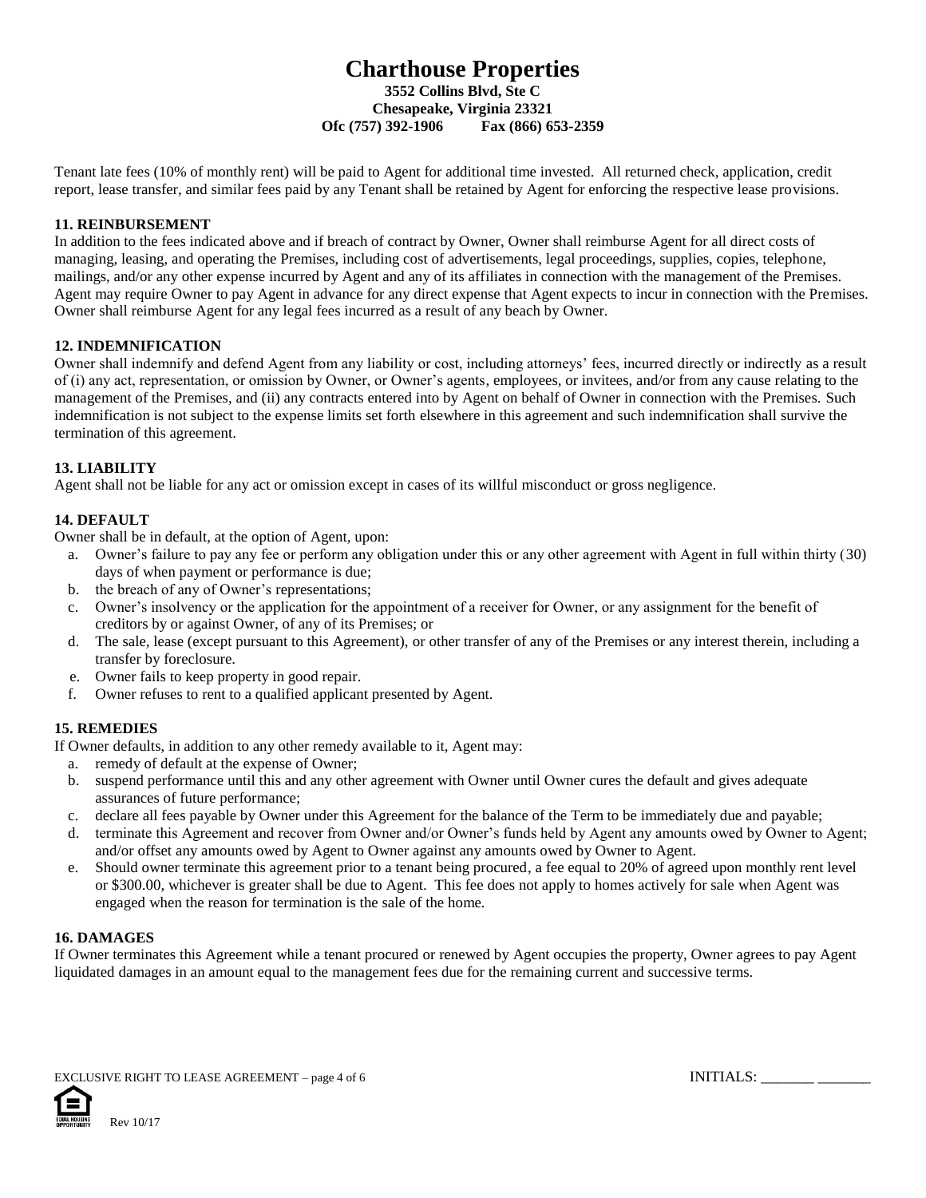# Charthouse Properties

**3552 Collins Blvd, Ste C**
**Chesapeake, Virginia 23321**
**Ofc (757) 392-1906 Fax (866) 653-2359**

Tenant late fees (10% of monthly rent) will be paid to Agent for additional time invested. All returned check, application, credit report, lease transfer, and similar fees paid by any Tenant shall be retained by Agent for enforcing the respective lease provisions.

**11. REINBURSEMENT**

In addition to the fees indicated above and if breach of contract by Owner, Owner shall reimburse Agent for all direct costs of managing, leasing, and operating the Premises, including cost of advertisements, legal proceedings, supplies, copies, telephone, mailings, and/or any other expense incurred by Agent and any of its affiliates in connection with the management of the Premises. Agent may require Owner to pay Agent in advance for any direct expense that Agent expects to incur in connection with the Premises. Owner shall reimburse Agent for any legal fees incurred as a result of any beach by Owner.

**12. INDEMNIFICATION**

Owner shall indemnify and defend Agent from any liability or cost, including attorneys' fees, incurred directly or indirectly as a result of (i) any act, representation, or omission by Owner, or Owner's agents, employees, or invitees, and/or from any cause relating to the management of the Premises, and (ii) any contracts entered into by Agent on behalf of Owner in connection with the Premises. Such indemnification is not subject to the expense limits set forth elsewhere in this agreement and such indemnification shall survive the termination of this agreement.

**13. LIABILITY**

Agent shall not be liable for any act or omission except in cases of its willful misconduct or gross negligence.

**14. DEFAULT**

Owner shall be in default, at the option of Agent, upon:

a. Owner's failure to pay any fee or perform any obligation under this or any other agreement with Agent in full within thirty (30) days of when payment or performance is due;
b. the breach of any of Owner's representations;
c. Owner's insolvency or the application for the appointment of a receiver for Owner, or any assignment for the benefit of creditors by or against Owner, of any of its Premises; or
d. The sale, lease (except pursuant to this Agreement), or other transfer of any of the Premises or any interest therein, including a transfer by foreclosure.
e. Owner fails to keep property in good repair.
f. Owner refuses to rent to a qualified applicant presented by Agent.

**15. REMEDIES**

If Owner defaults, in addition to any other remedy available to it, Agent may:

a. remedy of default at the expense of Owner;
b. suspend performance until this and any other agreement with Owner until Owner cures the default and gives adequate assurances of future performance;
c. declare all fees payable by Owner under this Agreement for the balance of the Term to be immediately due and payable;
d. terminate this Agreement and recover from Owner and/or Owner's funds held by Agent any amounts owed by Owner to Agent; and/or offset any amounts owed by Agent to Owner against any amounts owed by Owner to Agent.
e. Should owner terminate this agreement prior to a tenant being procured, a fee equal to 20% of agreed upon monthly rent level or $300.00, whichever is greater shall be due to Agent. This fee does not apply to homes actively for sale when Agent was engaged when the reason for termination is the sale of the home.

**16. DAMAGES**

If Owner terminates this Agreement while a tenant procured or renewed by Agent occupies the property, Owner agrees to pay Agent liquidated damages in an amount equal to the management fees due for the remaining current and successive terms.

EXCLUSIVE RIGHT TO LEASE AGREEMENT – page 4 of 6 INITIALS: _______ _______

Rev 10/17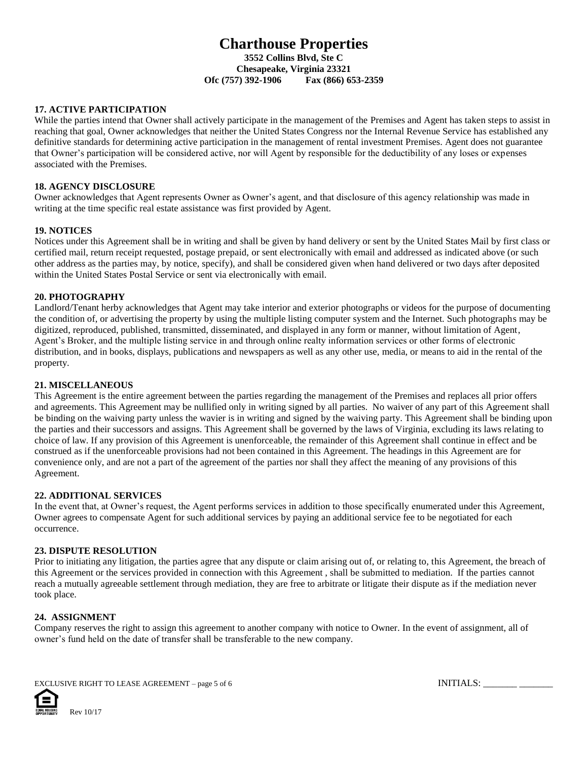# Charthouse Properties

**3552 Collins Blvd, Ste C**
**Chesapeake, Virginia 23321**
**Ofc (757) 392-1906 Fax (866) 653-2359**

### 17. ACTIVE PARTICIPATION

While the parties intend that Owner shall actively participate in the management of the Premises and Agent has taken steps to assist in reaching that goal, Owner acknowledges that neither the United States Congress nor the Internal Revenue Service has established any definitive standards for determining active participation in the management of rental investment Premises. Agent does not guarantee that Owner's participation will be considered active, nor will Agent by responsible for the deductibility of any loses or expenses associated with the Premises.

### 18. AGENCY DISCLOSURE

Owner acknowledges that Agent represents Owner as Owner's agent, and that disclosure of this agency relationship was made in writing at the time specific real estate assistance was first provided by Agent.

### 19. NOTICES

Notices under this Agreement shall be in writing and shall be given by hand delivery or sent by the United States Mail by first class or certified mail, return receipt requested, postage prepaid, or sent electronically with email and addressed as indicated above (or such other address as the parties may, by notice, specify), and shall be considered given when hand delivered or two days after deposited within the United States Postal Service or sent via electronically with email.

### 20. PHOTOGRAPHY

Landlord/Tenant herby acknowledges that Agent may take interior and exterior photographs or videos for the purpose of documenting the condition of, or advertising the property by using the multiple listing computer system and the Internet. Such photographs may be digitized, reproduced, published, transmitted, disseminated, and displayed in any form or manner, without limitation of Agent, Agent's Broker, and the multiple listing service in and through online realty information services or other forms of electronic distribution, and in books, displays, publications and newspapers as well as any other use, media, or means to aid in the rental of the property.

### 21. MISCELLANEOUS

This Agreement is the entire agreement between the parties regarding the management of the Premises and replaces all prior offers and agreements. This Agreement may be nullified only in writing signed by all parties. No waiver of any part of this Agreement shall be binding on the waiving party unless the wavier is in writing and signed by the waiving party. This Agreement shall be binding upon the parties and their successors and assigns. This Agreement shall be governed by the laws of Virginia, excluding its laws relating to choice of law. If any provision of this Agreement is unenforceable, the remainder of this Agreement shall continue in effect and be construed as if the unenforceable provisions had not been contained in this Agreement. The headings in this Agreement are for convenience only, and are not a part of the agreement of the parties nor shall they affect the meaning of any provisions of this Agreement.

### 22. ADDITIONAL SERVICES

In the event that, at Owner's request, the Agent performs services in addition to those specifically enumerated under this Agreement, Owner agrees to compensate Agent for such additional services by paying an additional service fee to be negotiated for each occurrence.

### 23. DISPUTE RESOLUTION

Prior to initiating any litigation, the parties agree that any dispute or claim arising out of, or relating to, this Agreement, the breach of this Agreement or the services provided in connection with this Agreement , shall be submitted to mediation. If the parties cannot reach a mutually agreeable settlement through mediation, they are free to arbitrate or litigate their dispute as if the mediation never took place.

### 24. ASSIGNMENT

Company reserves the right to assign this agreement to another company with notice to Owner. In the event of assignment, all of owner's fund held on the date of transfer shall be transferable to the new company.

EXCLUSIVE RIGHT TO LEASE AGREEMENT INITIALS: _______ _______

Rev 10/17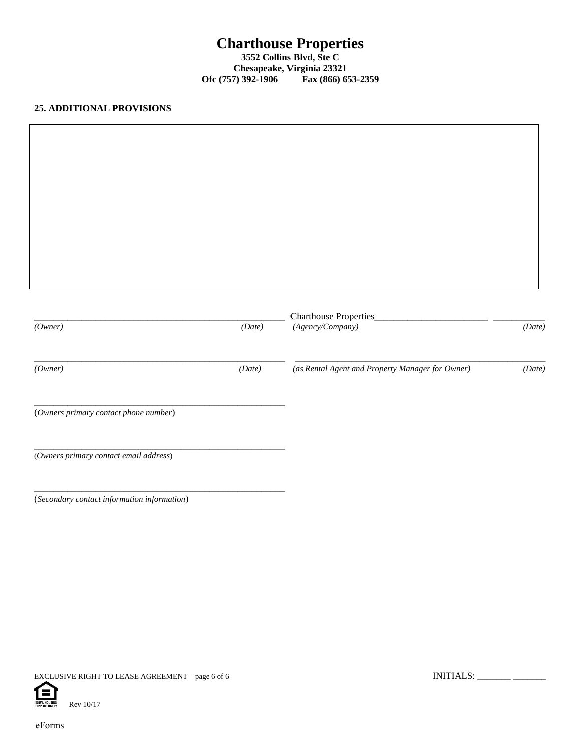# Charthouse Properties

**3552 Collins Blvd, Ste C**
**Chesapeake, Virginia 23321**
**Ofc (757) 392-1906 Fax (866) 653-2359**

**25. ADDITIONAL PROVISIONS**

| |
|---|
| |

| | | | |
|---|---|---|---|
| _______________________________________ | | Charthouse Properties________________________ | __________ |
| *(Owner)* | *(Date)* | *(Agency/Company)* | *(Date)* |
| _______________________________________ | | _______________________________________ | |
| *(Owner)* | *(Date)* | *(as Rental Agent and Property Manager for Owner)* | *(Date)* |

_______________________________________
(*Owners primary contact phone number*)

_______________________________________
(*Owners primary contact email address*)

_______________________________________
(*Secondary contact information information*)

EXCLUSIVE RIGHT TO LEASE AGREEMENT – page 6 of 6

INITIALS: _______ _______

Rev 10/17

eForms